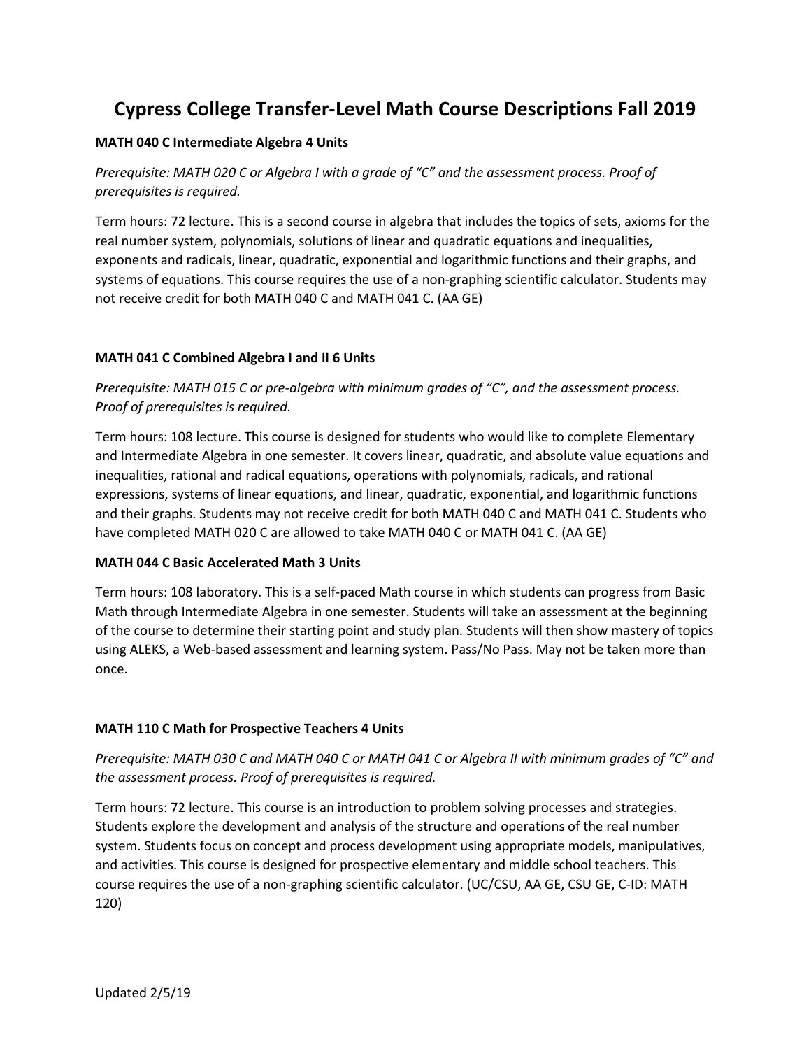# Cypress College Transfer-Level Math Course Descriptions Fall 2019

**MATH 040 C Intermediate Algebra 4 Units**

*Prerequisite: MATH 020 C or Algebra I with a grade of "C" and the assessment process. Proof of prerequisites is required.*

Term hours: 72 lecture. This is a second course in algebra that includes the topics of sets, axioms for the real number system, polynomials, solutions of linear and quadratic equations and inequalities, exponents and radicals, linear, quadratic, exponential and logarithmic functions and their graphs, and systems of equations. This course requires the use of a non-graphing scientific calculator. Students may not receive credit for both MATH 040 C and MATH 041 C. (AA GE)

**MATH 041 C Combined Algebra I and II 6 Units**

*Prerequisite: MATH 015 C or pre-algebra with minimum grades of "C", and the assessment process. Proof of prerequisites is required.*

Term hours: 108 lecture. This course is designed for students who would like to complete Elementary and Intermediate Algebra in one semester. It covers linear, quadratic, and absolute value equations and inequalities, rational and radical equations, operations with polynomials, radicals, and rational expressions, systems of linear equations, and linear, quadratic, exponential, and logarithmic functions and their graphs. Students may not receive credit for both MATH 040 C and MATH 041 C. Students who have completed MATH 020 C are allowed to take MATH 040 C or MATH 041 C. (AA GE)

**MATH 044 C Basic Accelerated Math 3 Units**

Term hours: 108 laboratory. This is a self-paced Math course in which students can progress from Basic Math through Intermediate Algebra in one semester. Students will take an assessment at the beginning of the course to determine their starting point and study plan. Students will then show mastery of topics using ALEKS, a Web-based assessment and learning system. Pass/No Pass. May not be taken more than once.

**MATH 110 C Math for Prospective Teachers 4 Units**

*Prerequisite: MATH 030 C and MATH 040 C or MATH 041 C or Algebra II with minimum grades of "C" and the assessment process. Proof of prerequisites is required.*

Term hours: 72 lecture. This course is an introduction to problem solving processes and strategies. Students explore the development and analysis of the structure and operations of the real number system. Students focus on concept and process development using appropriate models, manipulatives, and activities. This course is designed for prospective elementary and middle school teachers. This course requires the use of a non-graphing scientific calculator. (UC/CSU, AA GE, CSU GE, C-ID: MATH 120)

Updated 2/5/19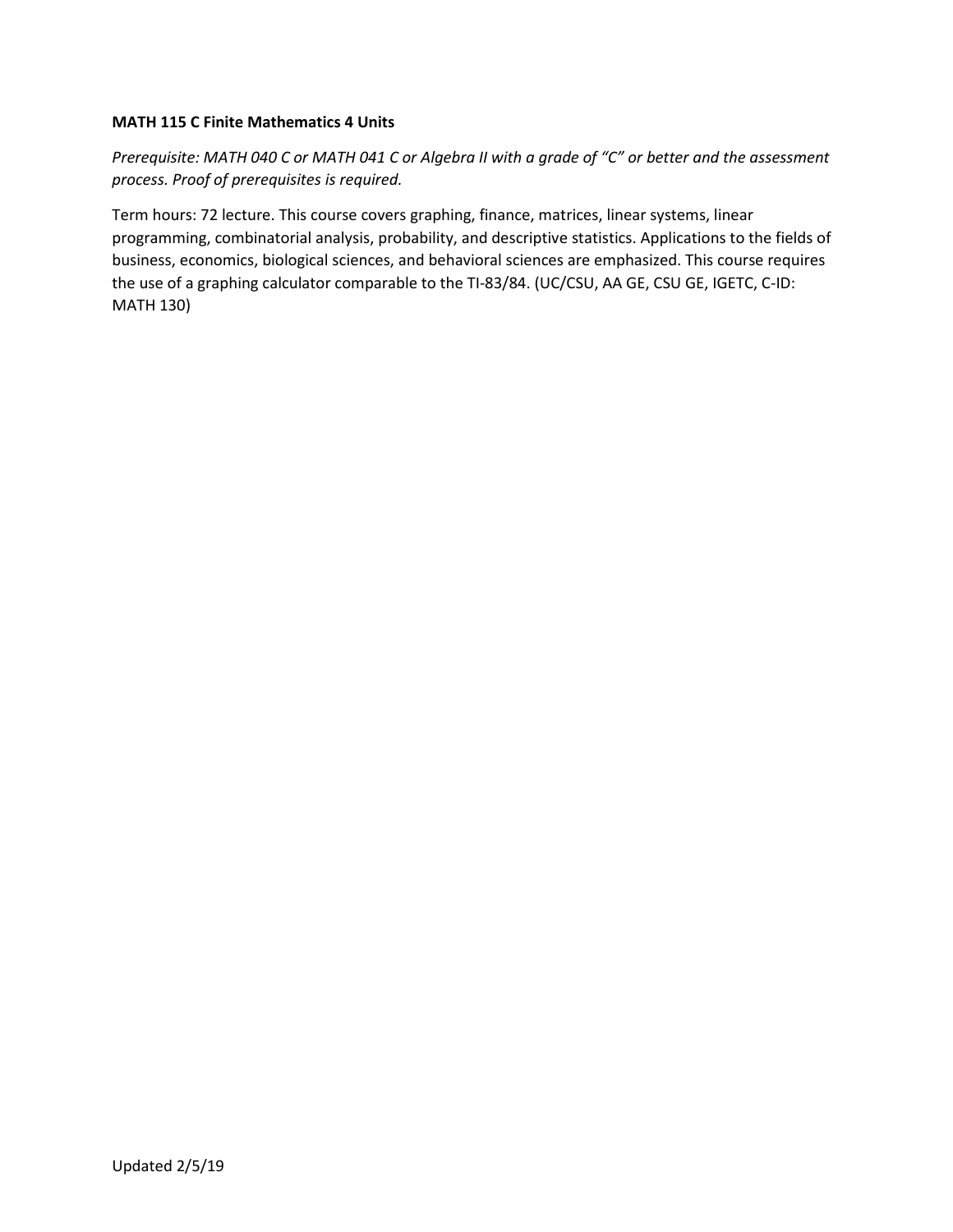**MATH 115 C Finite Mathematics 4 Units**

*Prerequisite: MATH 040 C or MATH 041 C or Algebra II with a grade of "C" or better and the assessment process. Proof of prerequisites is required.*

Term hours: 72 lecture. This course covers graphing, finance, matrices, linear systems, linear programming, combinatorial analysis, probability, and descriptive statistics. Applications to the fields of business, economics, biological sciences, and behavioral sciences are emphasized. This course requires the use of a graphing calculator comparable to the TI-83/84. (UC/CSU, AA GE, CSU GE, IGETC, C-ID: MATH 130)

Updated 2/5/19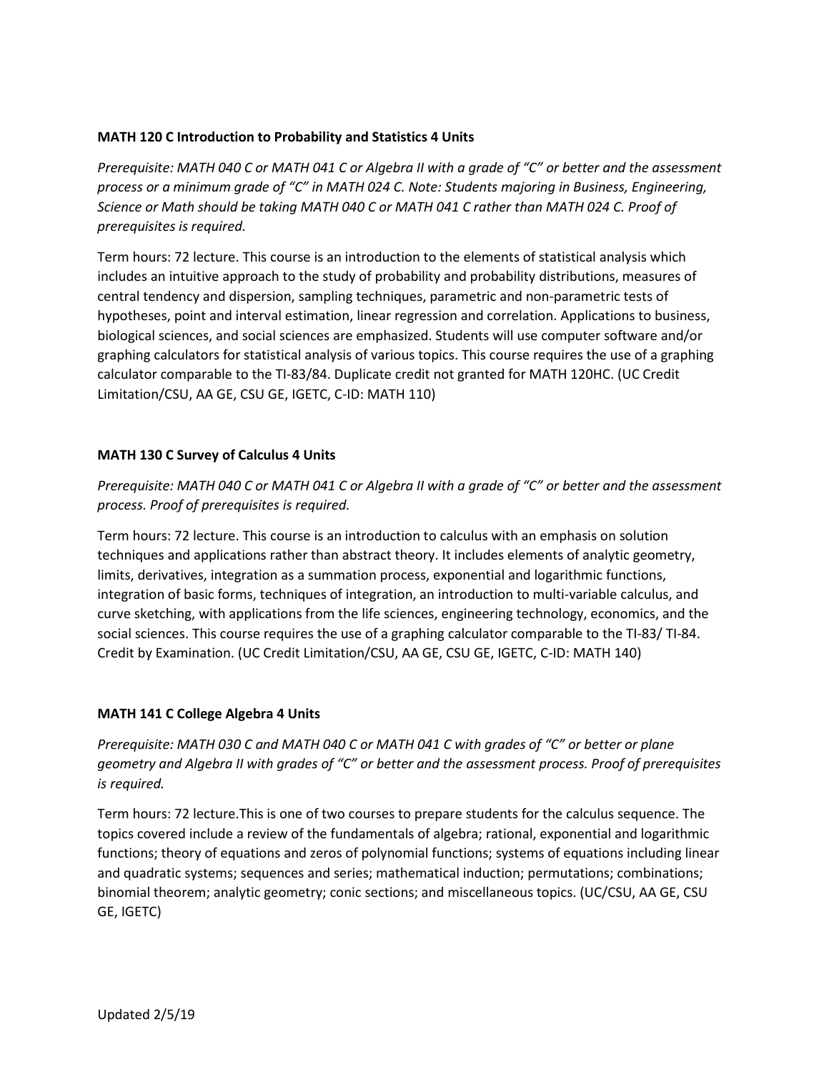**MATH 120 C Introduction to Probability and Statistics 4 Units**

*Prerequisite: MATH 040 C or MATH 041 C or Algebra II with a grade of "C" or better and the assessment process or a minimum grade of "C" in MATH 024 C. Note: Students majoring in Business, Engineering, Science or Math should be taking MATH 040 C or MATH 041 C rather than MATH 024 C. Proof of prerequisites is required.*

Term hours: 72 lecture. This course is an introduction to the elements of statistical analysis which includes an intuitive approach to the study of probability and probability distributions, measures of central tendency and dispersion, sampling techniques, parametric and non-parametric tests of hypotheses, point and interval estimation, linear regression and correlation. Applications to business, biological sciences, and social sciences are emphasized. Students will use computer software and/or graphing calculators for statistical analysis of various topics. This course requires the use of a graphing calculator comparable to the TI-83/84. Duplicate credit not granted for MATH 120HC. (UC Credit Limitation/CSU, AA GE, CSU GE, IGETC, C-ID: MATH 110)

**MATH 130 C Survey of Calculus 4 Units**

*Prerequisite: MATH 040 C or MATH 041 C or Algebra II with a grade of "C" or better and the assessment process. Proof of prerequisites is required.*

Term hours: 72 lecture. This course is an introduction to calculus with an emphasis on solution techniques and applications rather than abstract theory. It includes elements of analytic geometry, limits, derivatives, integration as a summation process, exponential and logarithmic functions, integration of basic forms, techniques of integration, an introduction to multi-variable calculus, and curve sketching, with applications from the life sciences, engineering technology, economics, and the social sciences. This course requires the use of a graphing calculator comparable to the TI-83/ TI-84. Credit by Examination. (UC Credit Limitation/CSU, AA GE, CSU GE, IGETC, C-ID: MATH 140)

**MATH 141 C College Algebra 4 Units**

*Prerequisite: MATH 030 C and MATH 040 C or MATH 041 C with grades of "C" or better or plane geometry and Algebra II with grades of "C" or better and the assessment process. Proof of prerequisites is required.*

Term hours: 72 lecture.This is one of two courses to prepare students for the calculus sequence. The topics covered include a review of the fundamentals of algebra; rational, exponential and logarithmic functions; theory of equations and zeros of polynomial functions; systems of equations including linear and quadratic systems; sequences and series; mathematical induction; permutations; combinations; binomial theorem; analytic geometry; conic sections; and miscellaneous topics. (UC/CSU, AA GE, CSU GE, IGETC)

Updated 2/5/19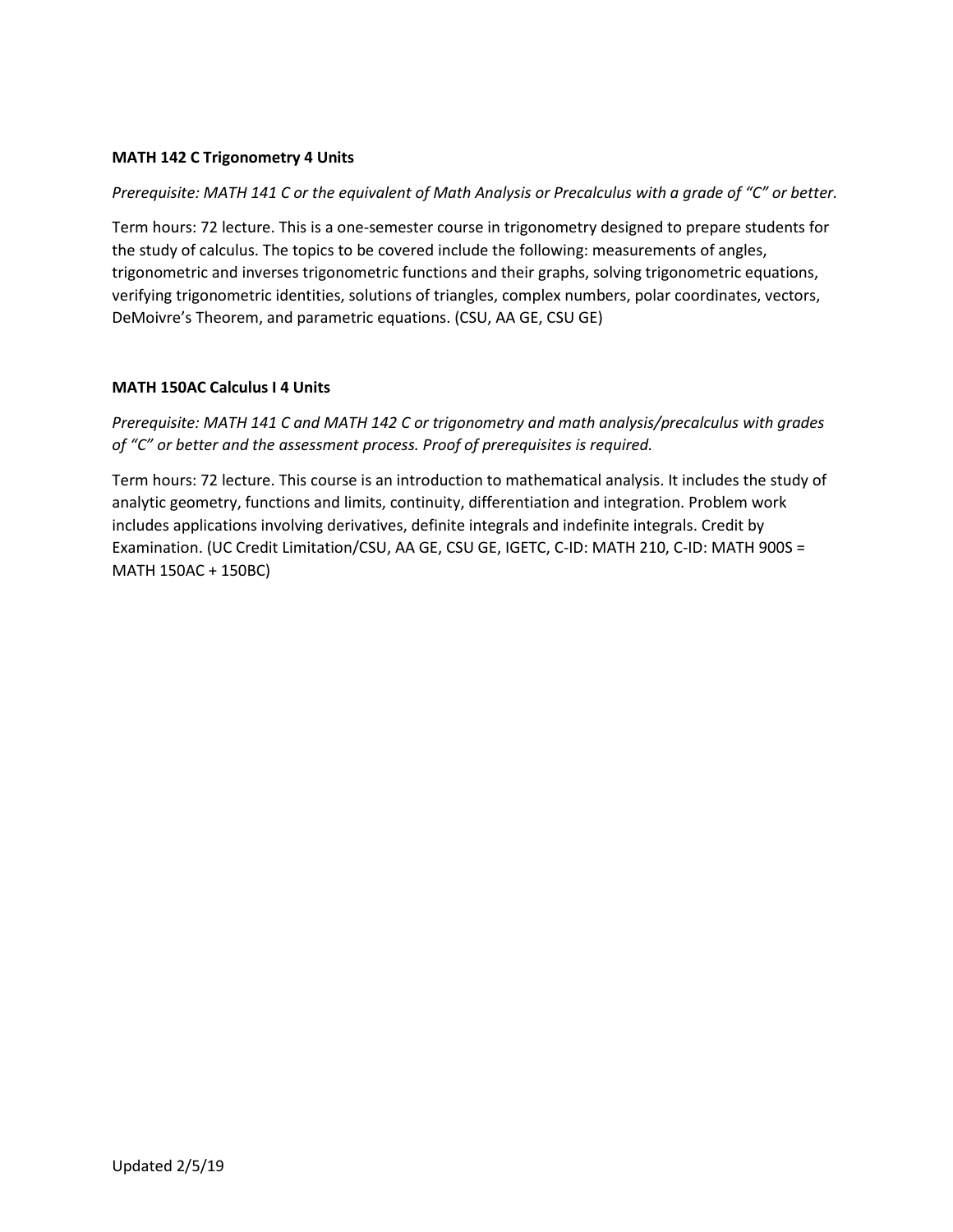**MATH 142 C Trigonometry 4 Units**

*Prerequisite: MATH 141 C or the equivalent of Math Analysis or Precalculus with a grade of "C" or better.*

Term hours: 72 lecture. This is a one-semester course in trigonometry designed to prepare students for the study of calculus. The topics to be covered include the following: measurements of angles, trigonometric and inverses trigonometric functions and their graphs, solving trigonometric equations, verifying trigonometric identities, solutions of triangles, complex numbers, polar coordinates, vectors, DeMoivre's Theorem, and parametric equations. (CSU, AA GE, CSU GE)

**MATH 150AC Calculus I 4 Units**

*Prerequisite: MATH 141 C and MATH 142 C or trigonometry and math analysis/precalculus with grades of "C" or better and the assessment process. Proof of prerequisites is required.*

Term hours: 72 lecture. This course is an introduction to mathematical analysis. It includes the study of analytic geometry, functions and limits, continuity, differentiation and integration. Problem work includes applications involving derivatives, definite integrals and indefinite integrals. Credit by Examination. (UC Credit Limitation/CSU, AA GE, CSU GE, IGETC, C-ID: MATH 210, C-ID: MATH 900S = MATH 150AC + 150BC)

Updated 2/5/19